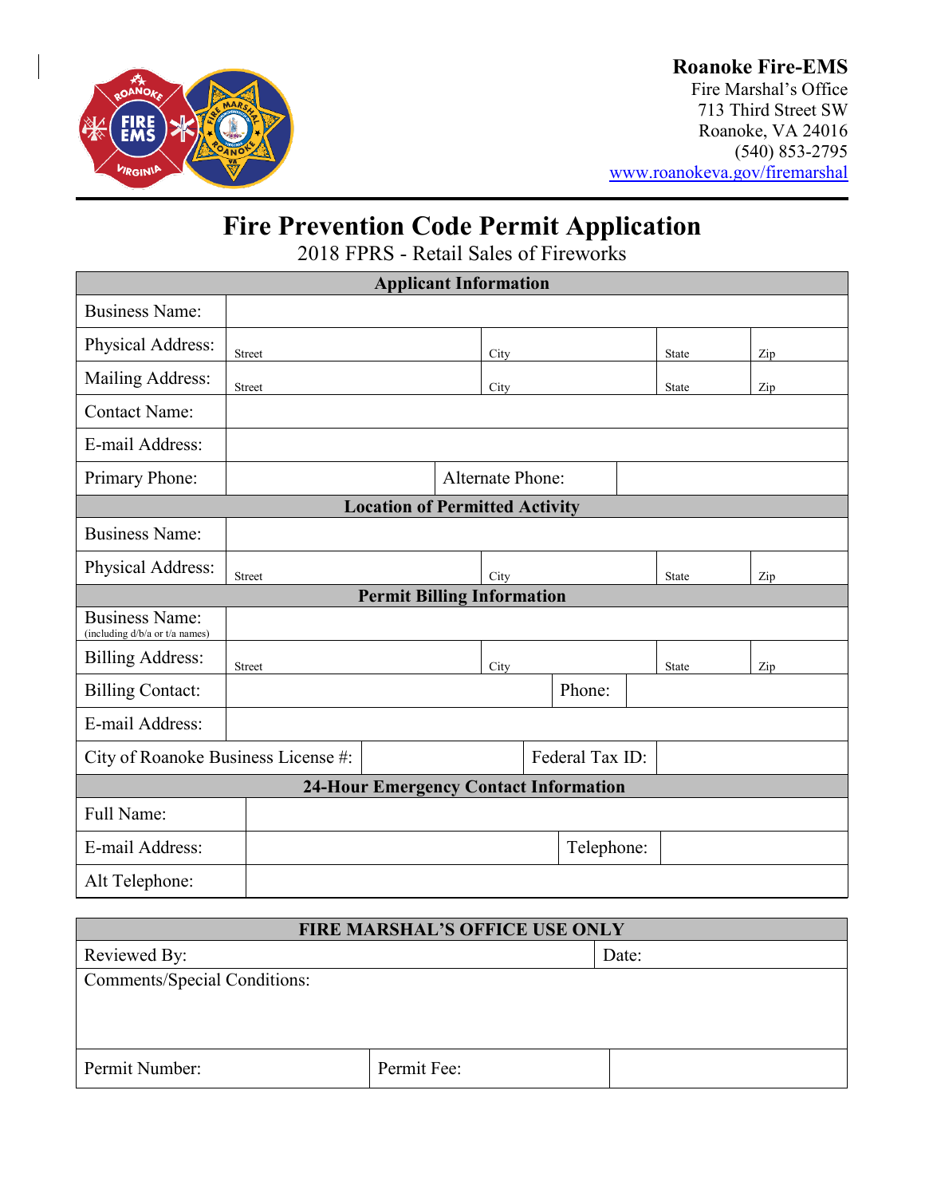**Roanoke Fire-EMS**
Fire Marshal's Office
713 Third Street SW
Roanoke, VA 24016
(540) 853-2795
www.roanokeva.gov/firemarshal

# Fire Prevention Code Permit Application

2018 FPRS - Retail Sales of Fireworks

| **Applicant Information** | | | | |
|---|---|---|---|---|
| Business Name: | | | | |
| Physical Address: | Street | City | State | Zip |
| Mailing Address: | Street | City | State | Zip |
| Contact Name: | | | | |
| E-mail Address: | | | | |
| Primary Phone: | | Alternate Phone: | | |
| **Location of Permitted Activity** | | | | |
| Business Name: | | | | |
| Physical Address: | Street | City | State | Zip |
| **Permit Billing Information** | | | | |
| Business Name: (including d/b/a or t/a names) | | | | |
| Billing Address: | Street | City | State | Zip |
| Billing Contact: | | Phone: | | |
| E-mail Address: | | | | |
| City of Roanoke Business License #: | | Federal Tax ID: | | |
| **24-Hour Emergency Contact Information** | | | | |
| Full Name: | | | | |
| E-mail Address: | | Telephone: | | |
| Alt Telephone: | | | | |

| **FIRE MARSHAL'S OFFICE USE ONLY** | | |
|---|---|---|
| Reviewed By: | Date: | |
| Comments/Special Conditions: | | |
| Permit Number: | Permit Fee: | |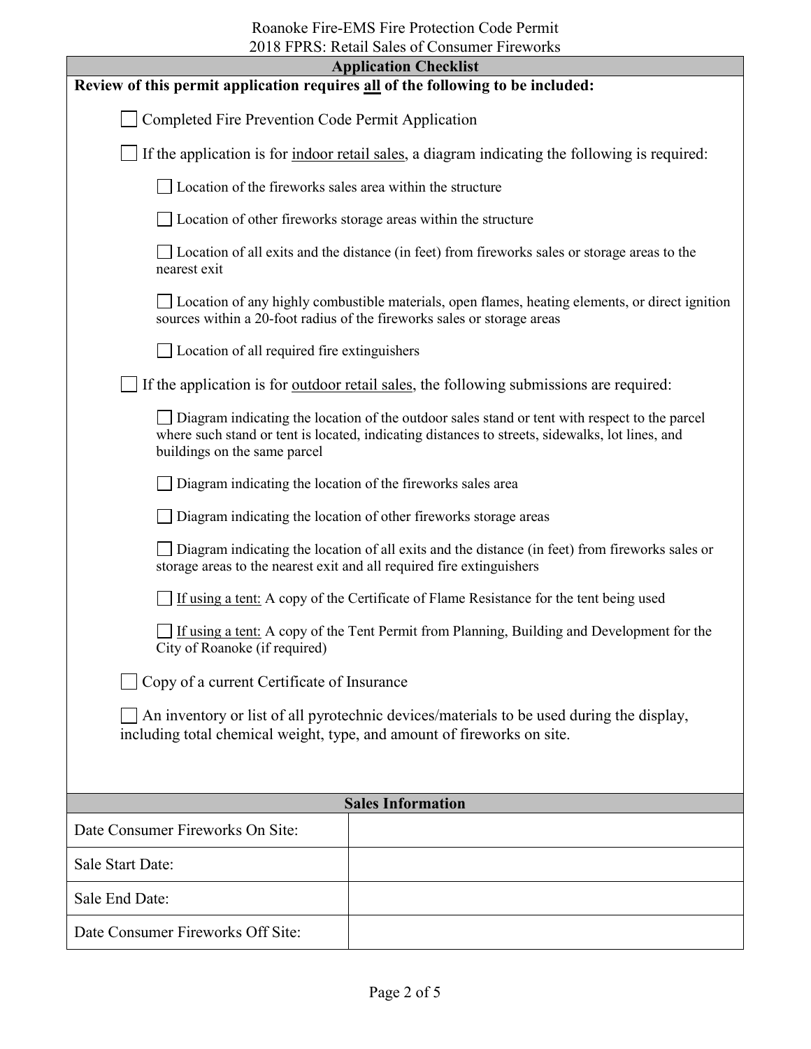Roanoke Fire-EMS Fire Protection Code Permit
2018 FPRS: Retail Sales of Consumer Fireworks

## Application Checklist

**Review of this permit application requires all of the following to be included:**

- ☐ Completed Fire Prevention Code Permit Application
- ☐ If the application is for indoor retail sales, a diagram indicating the following is required:
  - ☐ Location of the fireworks sales area within the structure
  - ☐ Location of other fireworks storage areas within the structure
  - ☐ Location of all exits and the distance (in feet) from fireworks sales or storage areas to the nearest exit
  - ☐ Location of any highly combustible materials, open flames, heating elements, or direct ignition sources within a 20-foot radius of the fireworks sales or storage areas
  - ☐ Location of all required fire extinguishers
- ☐ If the application is for outdoor retail sales, the following submissions are required:
  - ☐ Diagram indicating the location of the outdoor sales stand or tent with respect to the parcel where such stand or tent is located, indicating distances to streets, sidewalks, lot lines, and buildings on the same parcel
  - ☐ Diagram indicating the location of the fireworks sales area
  - ☐ Diagram indicating the location of other fireworks storage areas
  - ☐ Diagram indicating the location of all exits and the distance (in feet) from fireworks sales or storage areas to the nearest exit and all required fire extinguishers
  - ☐ If using a tent: A copy of the Certificate of Flame Resistance for the tent being used
  - ☐ If using a tent: A copy of the Tent Permit from Planning, Building and Development for the City of Roanoke (if required)
- ☐ Copy of a current Certificate of Insurance
- ☐ An inventory or list of all pyrotechnic devices/materials to be used during the display, including total chemical weight, type, and amount of fireworks on site.

## Sales Information

| Sales Information | |
|---|---|
| Date Consumer Fireworks On Site: | |
| Sale Start Date: | |
| Sale End Date: | |
| Date Consumer Fireworks Off Site: | |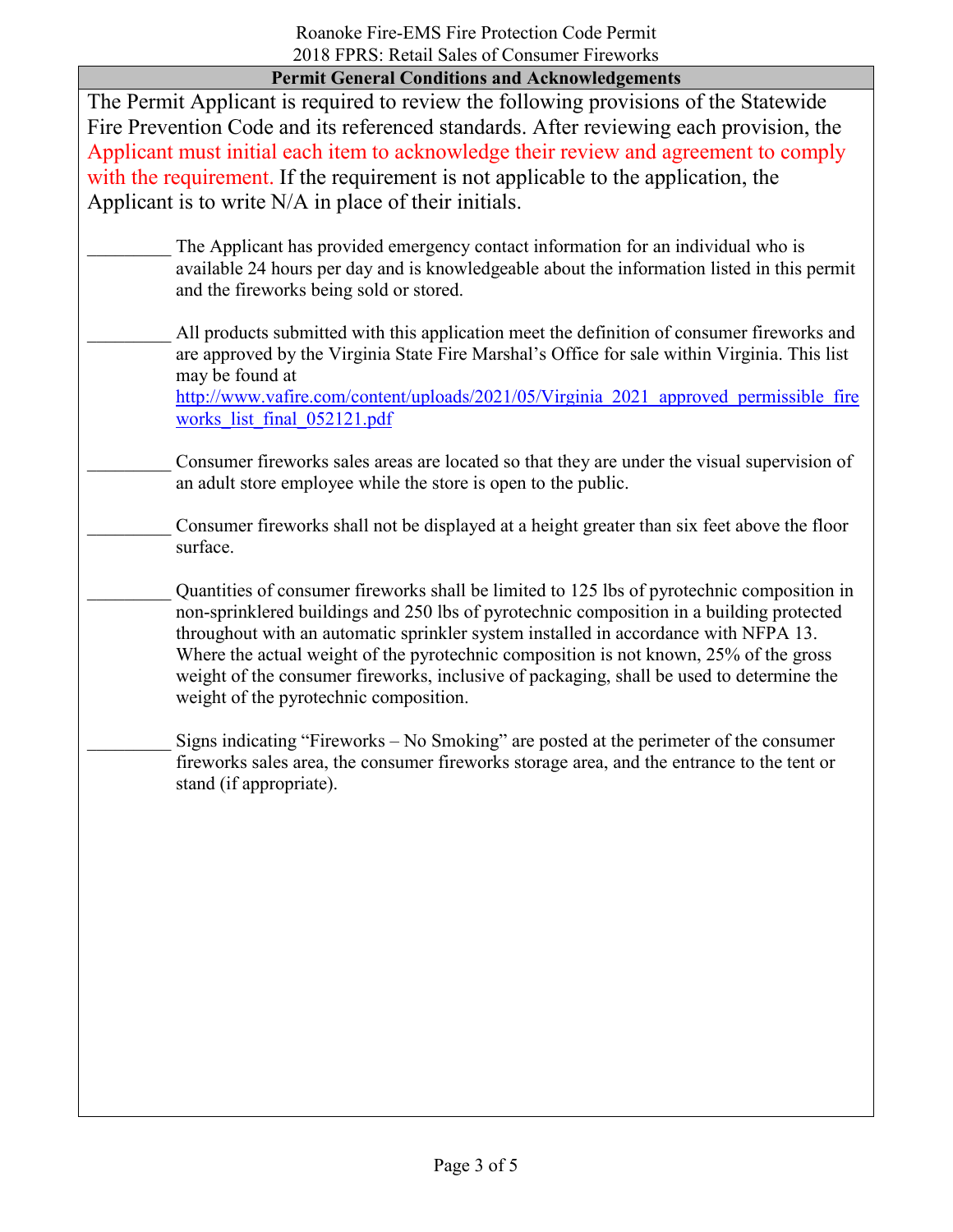## Permit General Conditions and Acknowledgements

The Permit Applicant is required to review the following provisions of the Statewide Fire Prevention Code and its referenced standards. After reviewing each provision, the Applicant must initial each item to acknowledge their review and agreement to comply with the requirement. If the requirement is not applicable to the application, the Applicant is to write N/A in place of their initials.

_________ The Applicant has provided emergency contact information for an individual who is available 24 hours per day and is knowledgeable about the information listed in this permit and the fireworks being sold or stored.

_________ All products submitted with this application meet the definition of consumer fireworks and are approved by the Virginia State Fire Marshal's Office for sale within Virginia. This list may be found at http://www.vafire.com/content/uploads/2021/05/Virginia_2021_approved_permissible_fireworks_list_final_052121.pdf

_________ Consumer fireworks sales areas are located so that they are under the visual supervision of an adult store employee while the store is open to the public.

_________ Consumer fireworks shall not be displayed at a height greater than six feet above the floor surface.

_________ Quantities of consumer fireworks shall be limited to 125 lbs of pyrotechnic composition in non-sprinklered buildings and 250 lbs of pyrotechnic composition in a building protected throughout with an automatic sprinkler system installed in accordance with NFPA 13. Where the actual weight of the pyrotechnic composition is not known, 25% of the gross weight of the consumer fireworks, inclusive of packaging, shall be used to determine the weight of the pyrotechnic composition.

_________ Signs indicating "Fireworks – No Smoking" are posted at the perimeter of the consumer fireworks sales area, the consumer fireworks storage area, and the entrance to the tent or stand (if appropriate).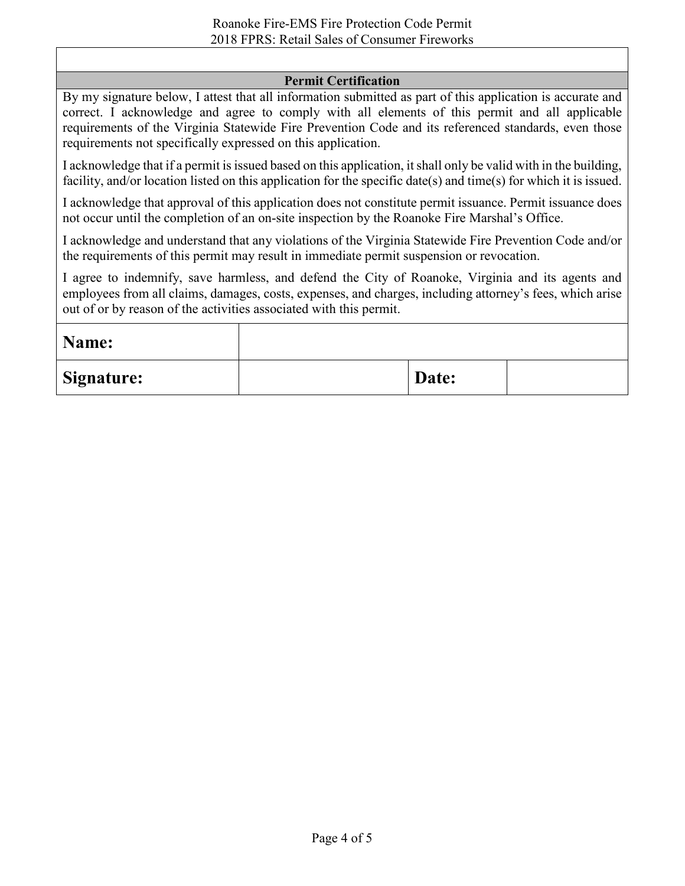## Permit Certification

By my signature below, I attest that all information submitted as part of this application is accurate and correct. I acknowledge and agree to comply with all elements of this permit and all applicable requirements of the Virginia Statewide Fire Prevention Code and its referenced standards, even those requirements not specifically expressed on this application.

I acknowledge that if a permit is issued based on this application, it shall only be valid with in the building, facility, and/or location listed on this application for the specific date(s) and time(s) for which it is issued.

I acknowledge that approval of this application does not constitute permit issuance. Permit issuance does not occur until the completion of an on-site inspection by the Roanoke Fire Marshal's Office.

I acknowledge and understand that any violations of the Virginia Statewide Fire Prevention Code and/or the requirements of this permit may result in immediate permit suspension or revocation.

I agree to indemnify, save harmless, and defend the City of Roanoke, Virginia and its agents and employees from all claims, damages, costs, expenses, and charges, including attorney's fees, which arise out of or by reason of the activities associated with this permit.

| **Name:** | | | |
|---|---|---|---|
| **Signature:** | | **Date:** | |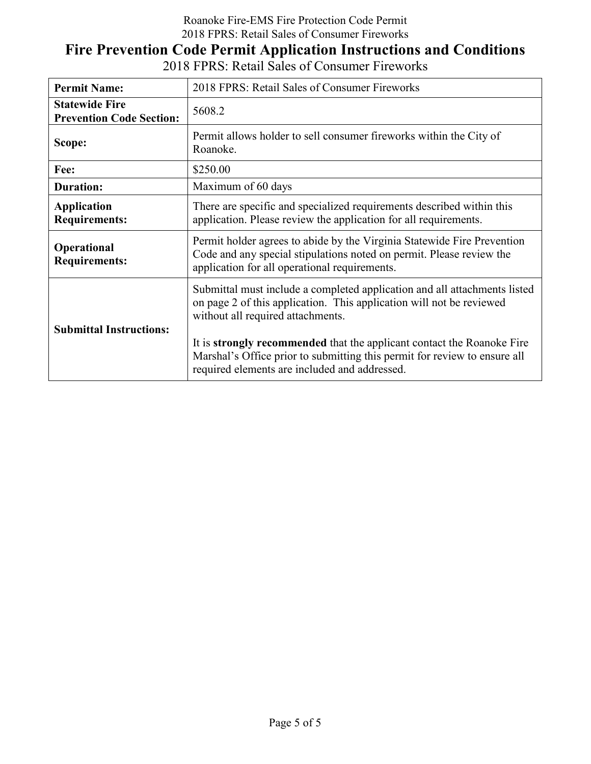# Fire Prevention Code Permit Application Instructions and Conditions

2018 FPRS: Retail Sales of Consumer Fireworks

| | |
|---|---|
| **Permit Name:** | 2018 FPRS: Retail Sales of Consumer Fireworks |
| **Statewide Fire Prevention Code Section:** | 5608.2 |
| **Scope:** | Permit allows holder to sell consumer fireworks within the City of Roanoke. |
| **Fee:** | $250.00 |
| **Duration:** | Maximum of 60 days |
| **Application Requirements:** | There are specific and specialized requirements described within this application. Please review the application for all requirements. |
| **Operational Requirements:** | Permit holder agrees to abide by the Virginia Statewide Fire Prevention Code and any special stipulations noted on permit. Please review the application for all operational requirements. |
| **Submittal Instructions:** | Submittal must include a completed application and all attachments listed on page 2 of this application. This application will not be reviewed without all required attachments.<br><br>It is **strongly recommended** that the applicant contact the Roanoke Fire Marshal's Office prior to submitting this permit for review to ensure all required elements are included and addressed. |